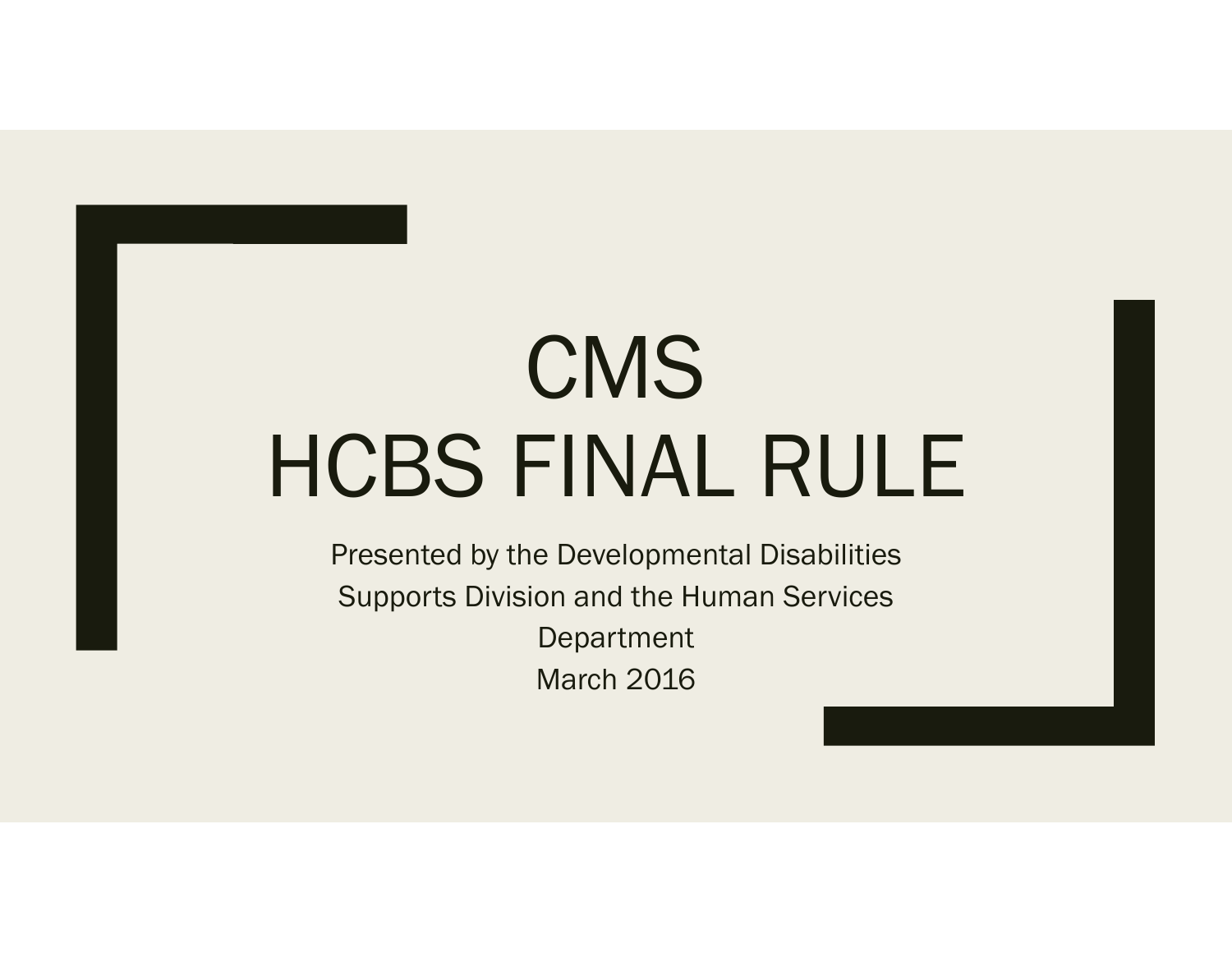# CMS HCBS FINAL RULE

Presented by the Developmental Disabilities Supports Division and the Human Services Department

March 2016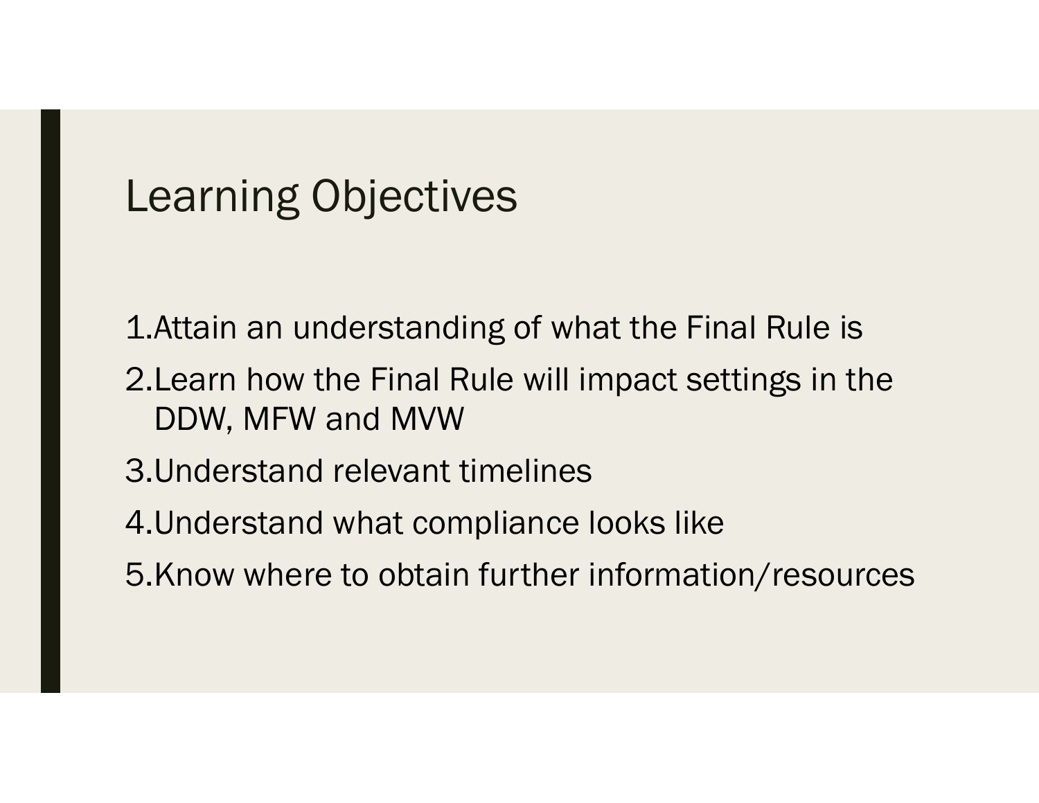# Learning Objectives

1. Attain an understanding of what the Final Rule is
2. Learn how the Final Rule will impact settings in the DDW, MFW and MVW
3. Understand relevant timelines
4. Understand what compliance looks like
5. Know where to obtain further information/resources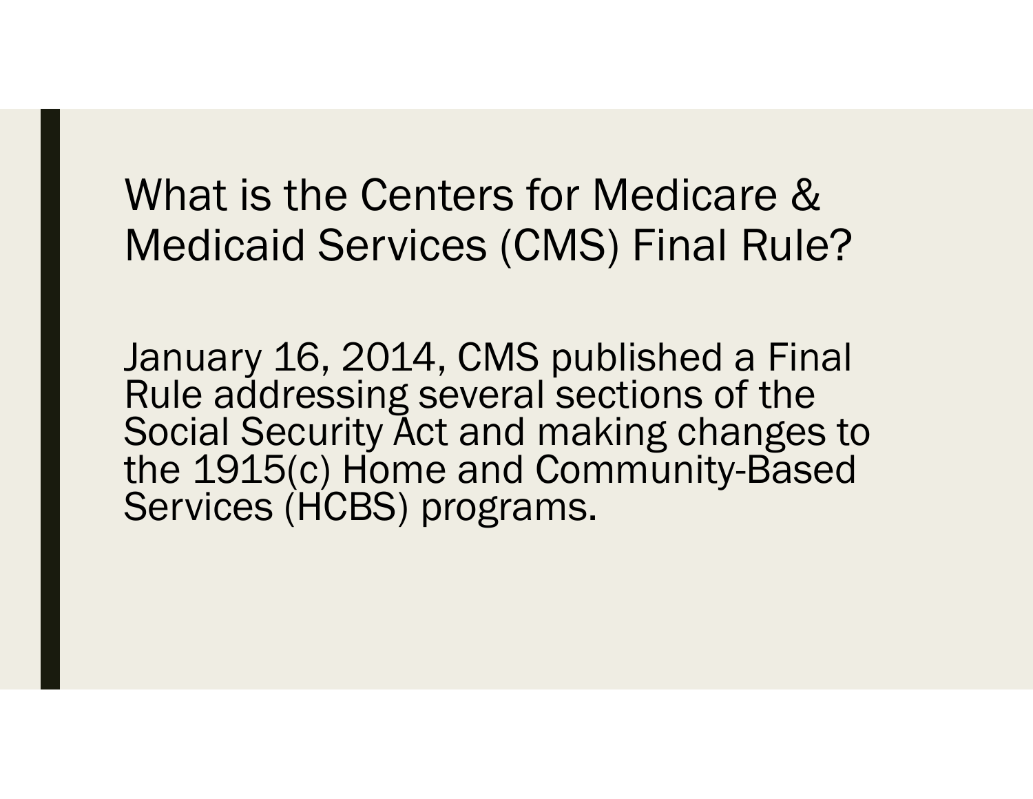## What is the Centers for Medicare & Medicaid Services (CMS) Final Rule?

January 16, 2014, CMS published a Final Rule addressing several sections of the Social Security Act and making changes to the 1915(c) Home and Community-Based Services (HCBS) programs.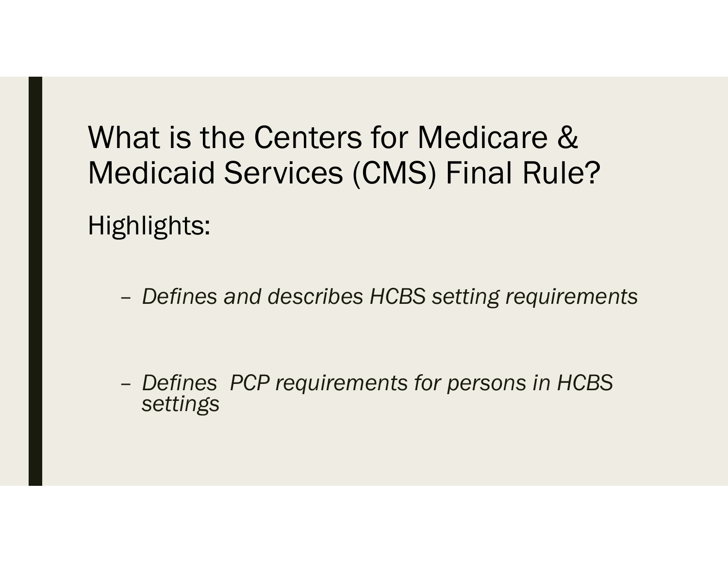# What is the Centers for Medicare & Medicaid Services (CMS) Final Rule?

Highlights:

- *Defines and describes HCBS setting requirements*
- *Defines PCP requirements for persons in HCBS settings*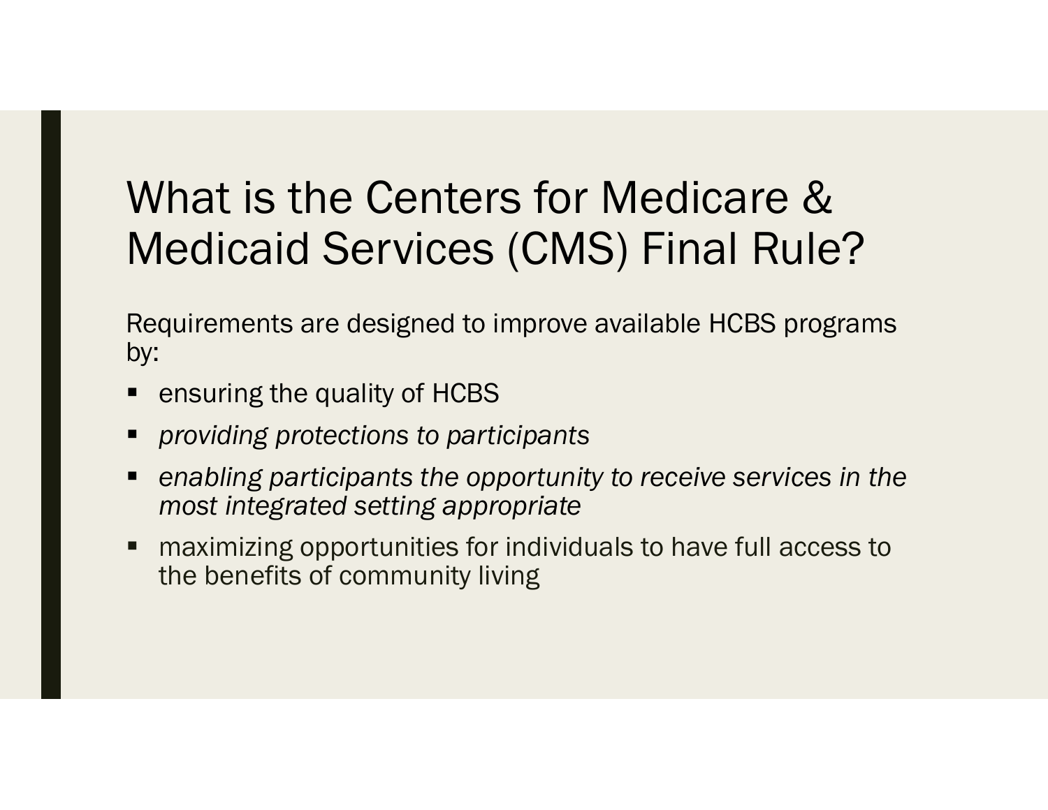# What is the Centers for Medicare & Medicaid Services (CMS) Final Rule?

Requirements are designed to improve available HCBS programs by:

- ensuring the quality of HCBS
- *providing protections to participants*
- *enabling participants the opportunity to receive services in the most integrated setting appropriate*
- maximizing opportunities for individuals to have full access to the benefits of community living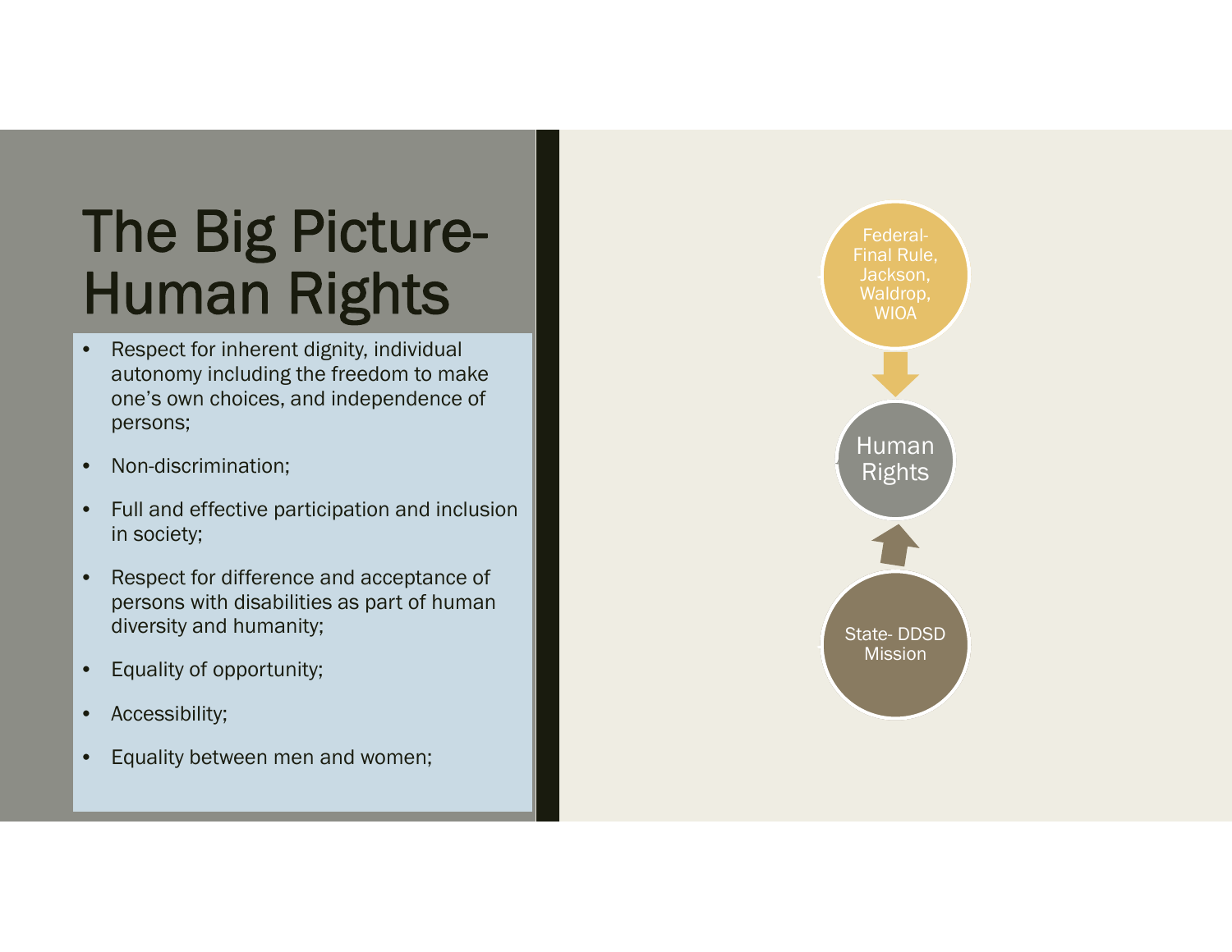# The Big Picture- Human Rights

- Respect for inherent dignity, individual autonomy including the freedom to make one's own choices, and independence of persons;
- Non-discrimination;
- Full and effective participation and inclusion in society;
- Respect for difference and acceptance of persons with disabilities as part of human diversity and humanity;
- Equality of opportunity;
- Accessibility;
- Equality between men and women;

Federal- Final Rule, Jackson, Waldrop, WIOA

Human Rights

State- DDSD Mission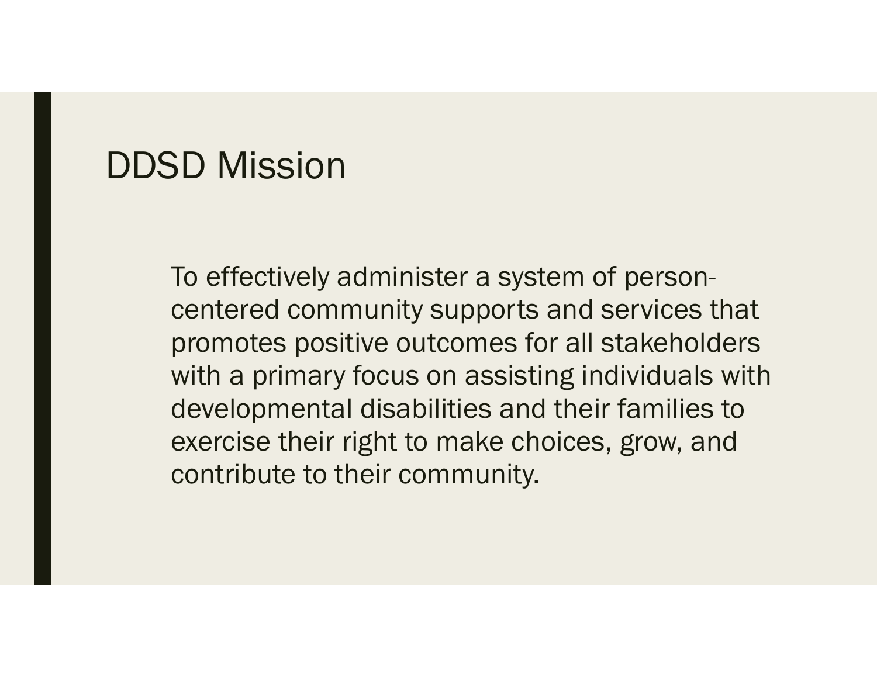# DDSD Mission

To effectively administer a system of person-centered community supports and services that promotes positive outcomes for all stakeholders with a primary focus on assisting individuals with developmental disabilities and their families to exercise their right to make choices, grow, and contribute to their community.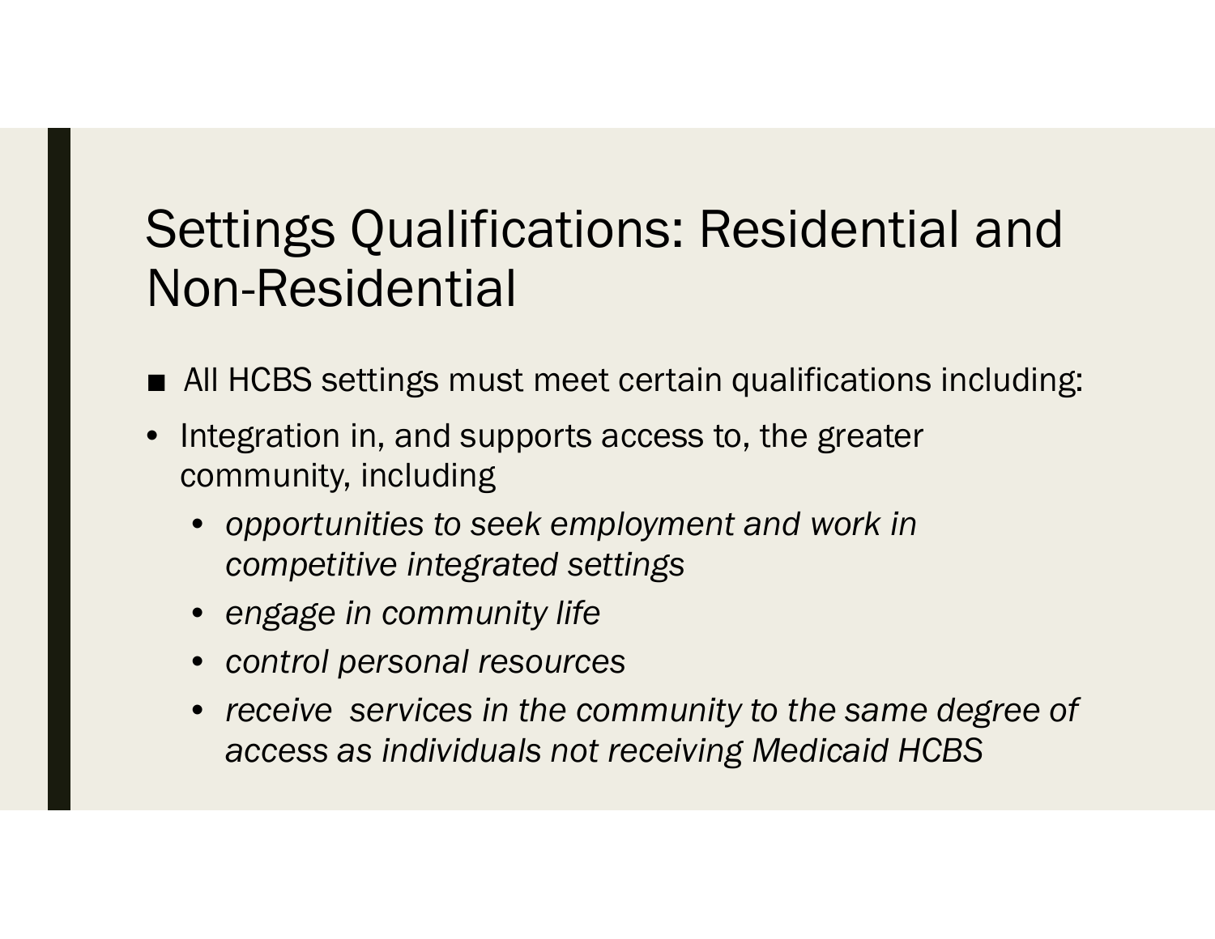# Settings Qualifications: Residential and Non-Residential

- All HCBS settings must meet certain qualifications including:

- Integration in, and supports access to, the greater community, including
  - *opportunities to seek employment and work in competitive integrated settings*
  - *engage in community life*
  - *control personal resources*
  - *receive services in the community to the same degree of access as individuals not receiving Medicaid HCBS*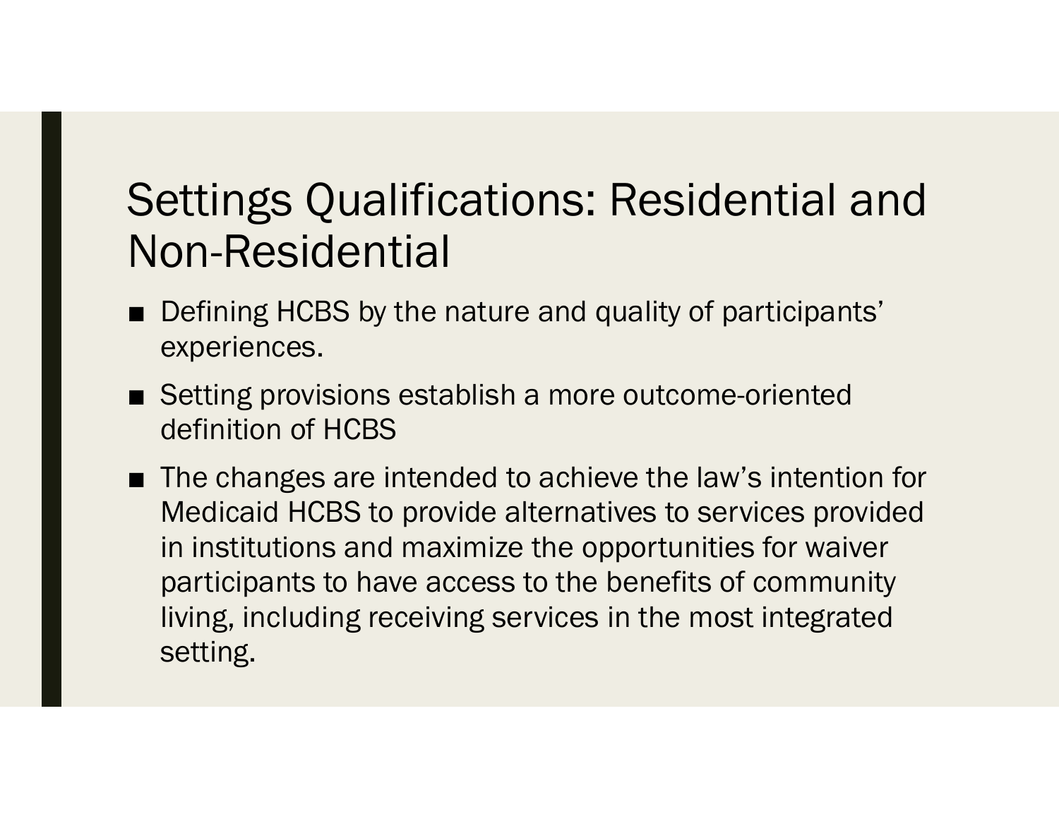# Settings Qualifications: Residential and Non-Residential

- Defining HCBS by the nature and quality of participants' experiences.
- Setting provisions establish a more outcome-oriented definition of HCBS
- The changes are intended to achieve the law's intention for Medicaid HCBS to provide alternatives to services provided in institutions and maximize the opportunities for waiver participants to have access to the benefits of community living, including receiving services in the most integrated setting.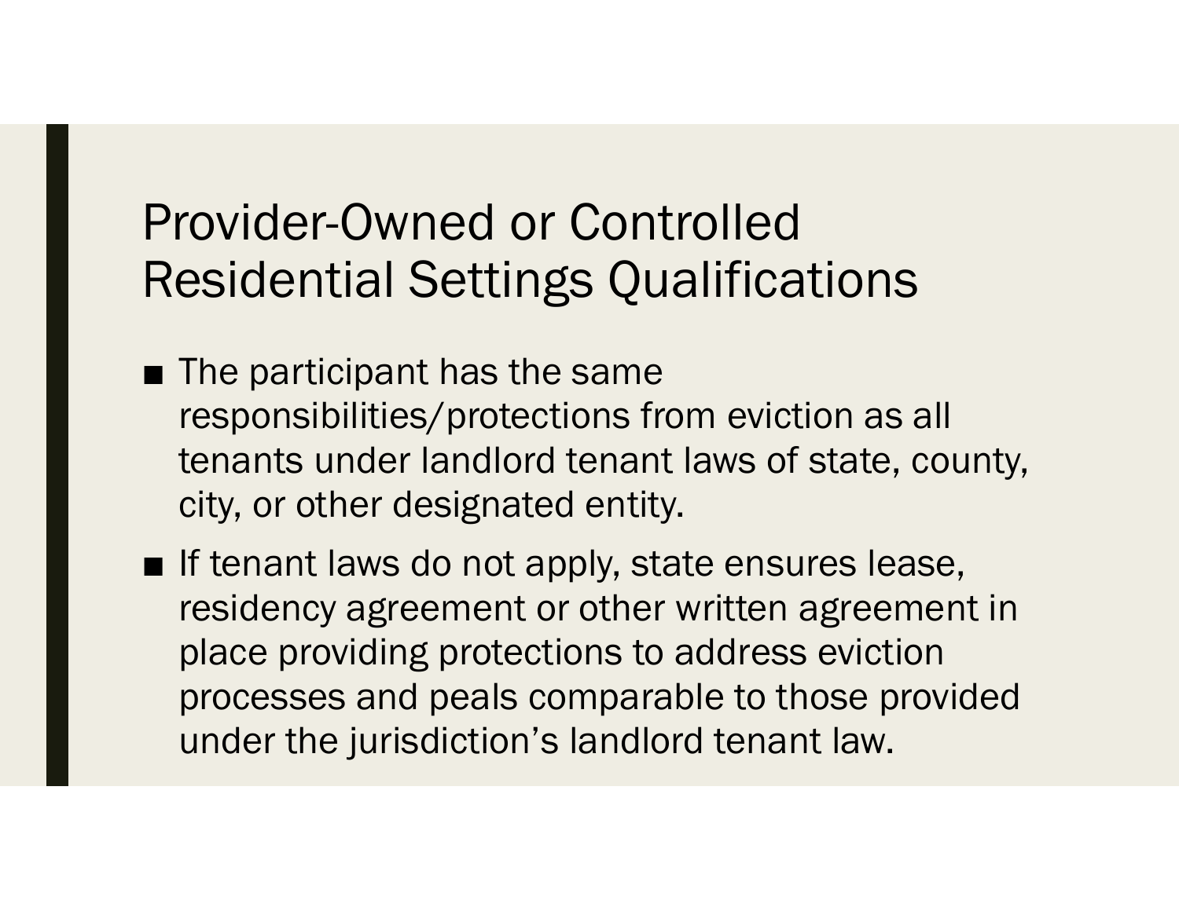# Provider-Owned or Controlled Residential Settings Qualifications

- The participant has the same responsibilities/protections from eviction as all tenants under landlord tenant laws of state, county, city, or other designated entity.
- If tenant laws do not apply, state ensures lease, residency agreement or other written agreement in place providing protections to address eviction processes and peals comparable to those provided under the jurisdiction's landlord tenant law.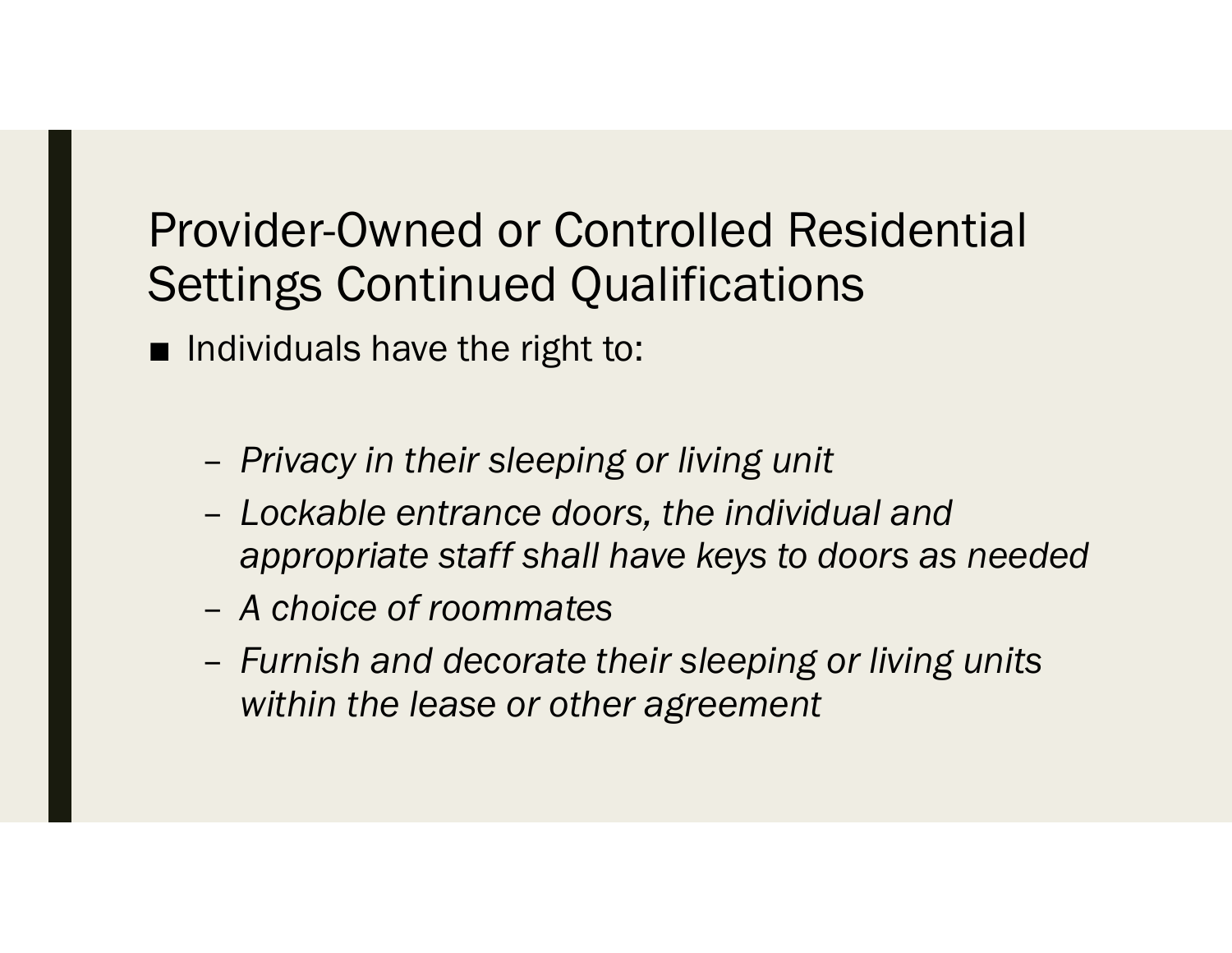# Provider-Owned or Controlled Residential Settings Continued Qualifications

- Individuals have the right to:
  - *Privacy in their sleeping or living unit*
  - *Lockable entrance doors, the individual and appropriate staff shall have keys to doors as needed*
  - *A choice of roommates*
  - *Furnish and decorate their sleeping or living units within the lease or other agreement*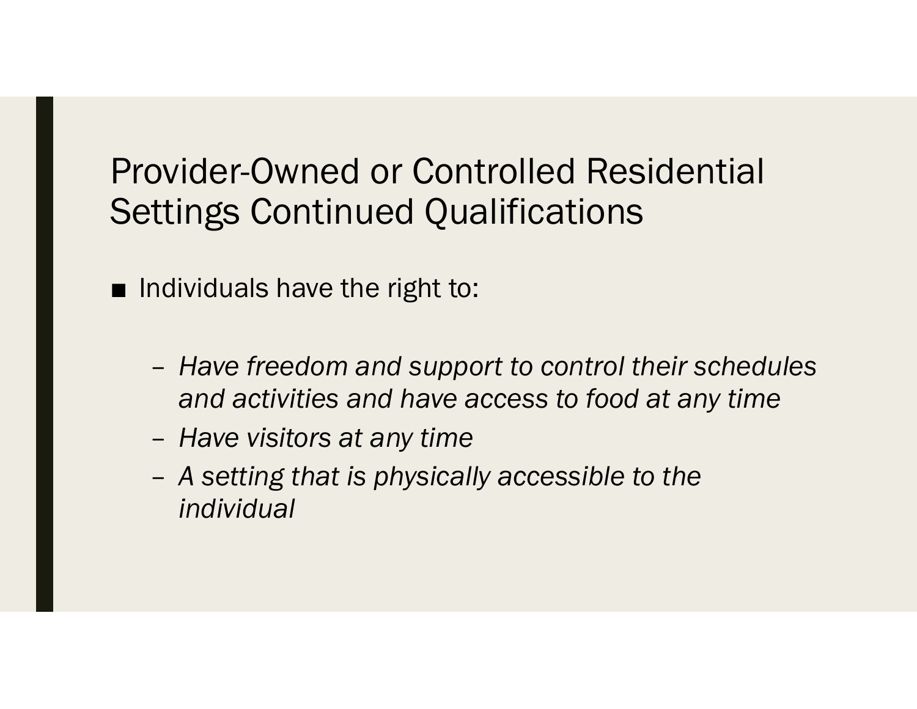# Provider-Owned or Controlled Residential Settings Continued Qualifications

- Individuals have the right to:
  - *Have freedom and support to control their schedules and activities and have access to food at any time*
  - *Have visitors at any time*
  - *A setting that is physically accessible to the individual*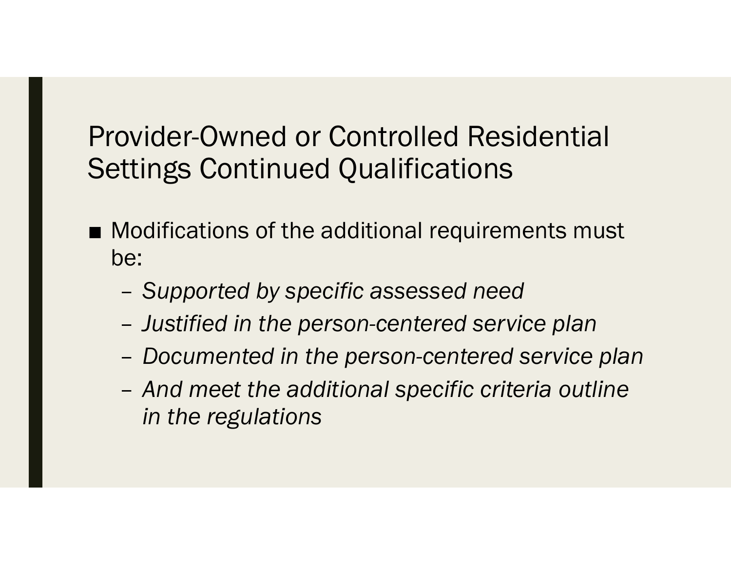# Provider-Owned or Controlled Residential Settings Continued Qualifications

- Modifications of the additional requirements must be:
  - *Supported by specific assessed need*
  - *Justified in the person-centered service plan*
  - *Documented in the person-centered service plan*
  - *And meet the additional specific criteria outline in the regulations*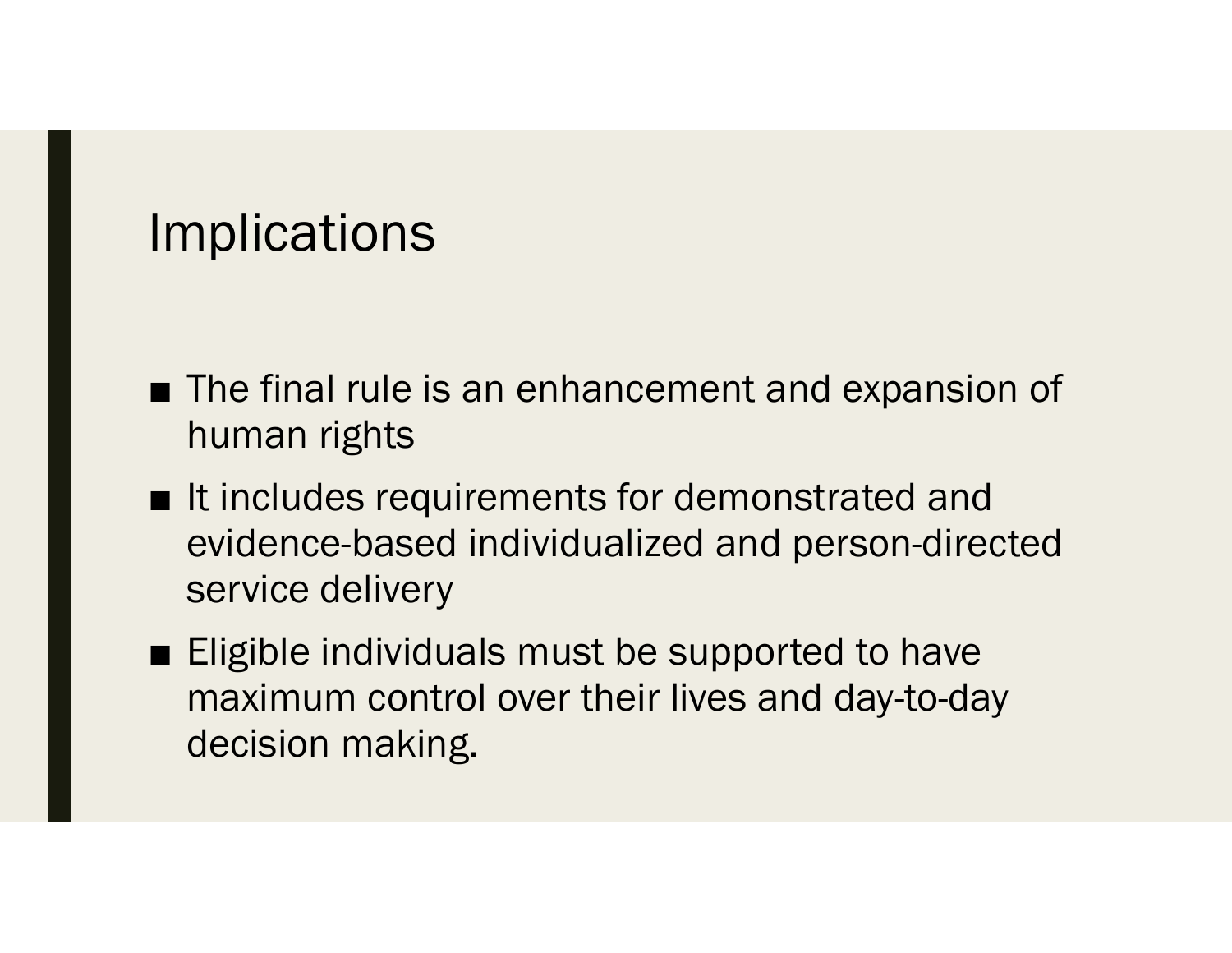# Implications

- The final rule is an enhancement and expansion of human rights
- It includes requirements for demonstrated and evidence-based individualized and person-directed service delivery
- Eligible individuals must be supported to have maximum control over their lives and day-to-day decision making.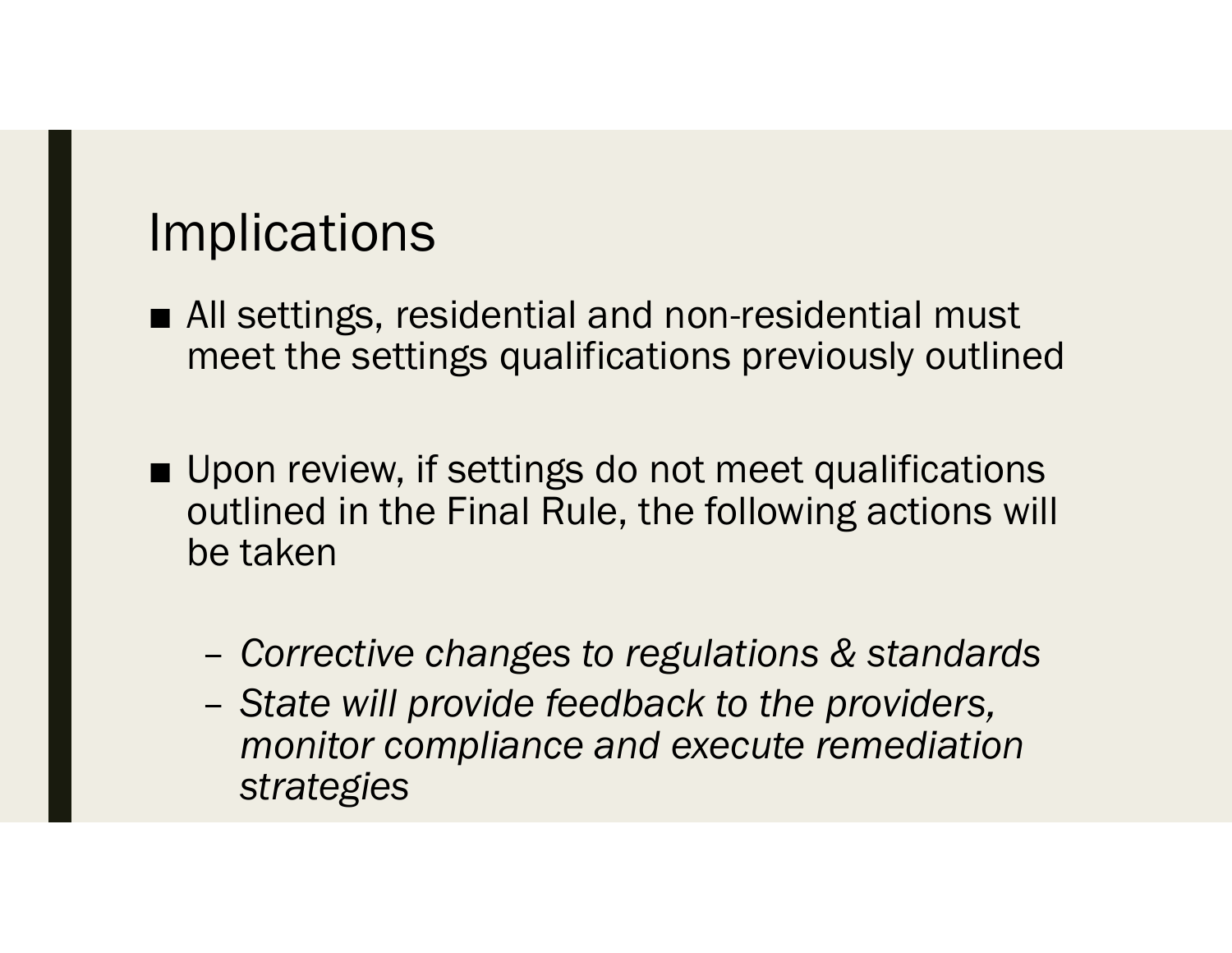# Implications

- All settings, residential and non-residential must meet the settings qualifications previously outlined

- Upon review, if settings do not meet qualifications outlined in the Final Rule, the following actions will be taken

  - *Corrective changes to regulations & standards*
  - *State will provide feedback to the providers, monitor compliance and execute remediation strategies*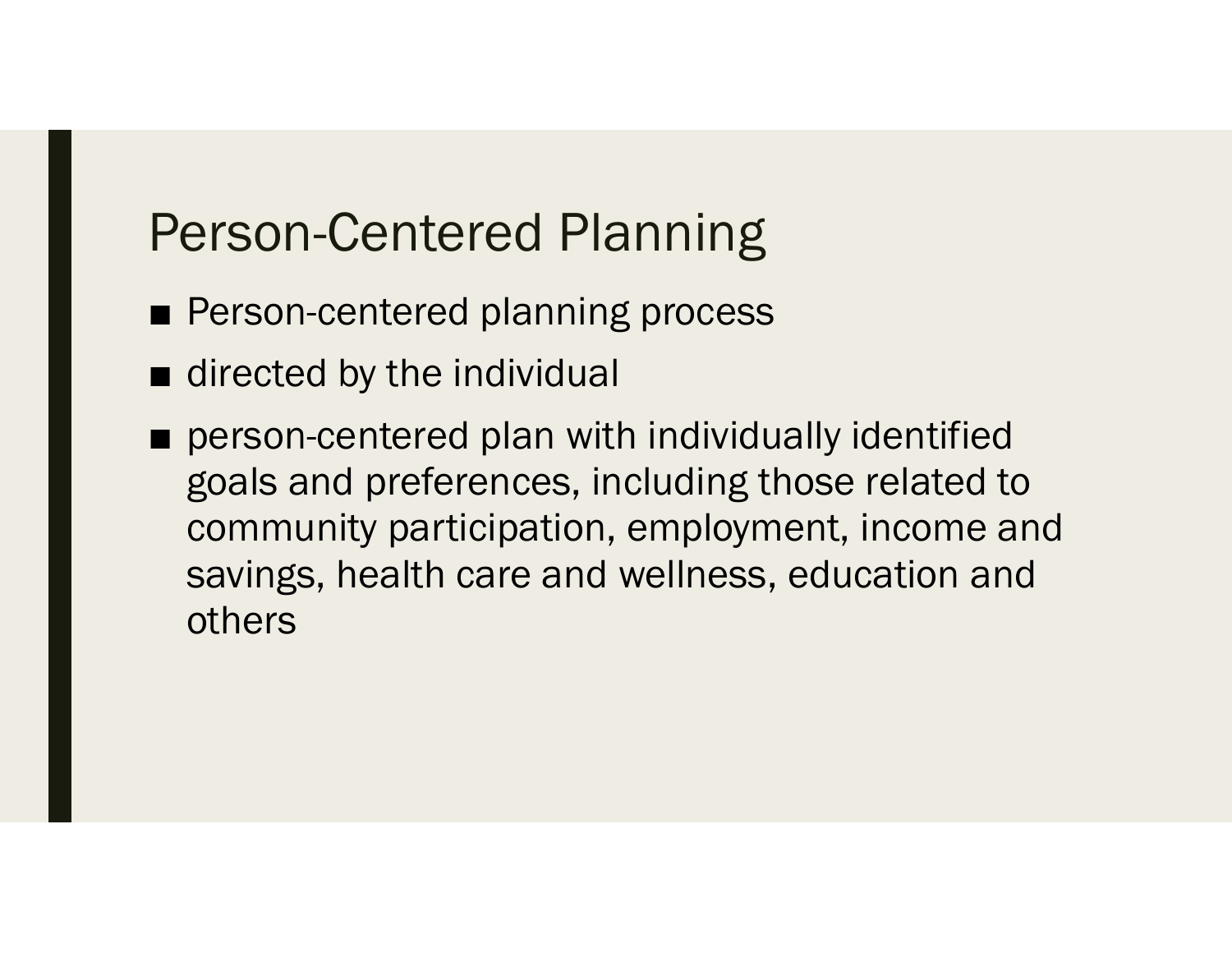# Person-Centered Planning

- Person-centered planning process
- directed by the individual
- person-centered plan with individually identified goals and preferences, including those related to community participation, employment, income and savings, health care and wellness, education and others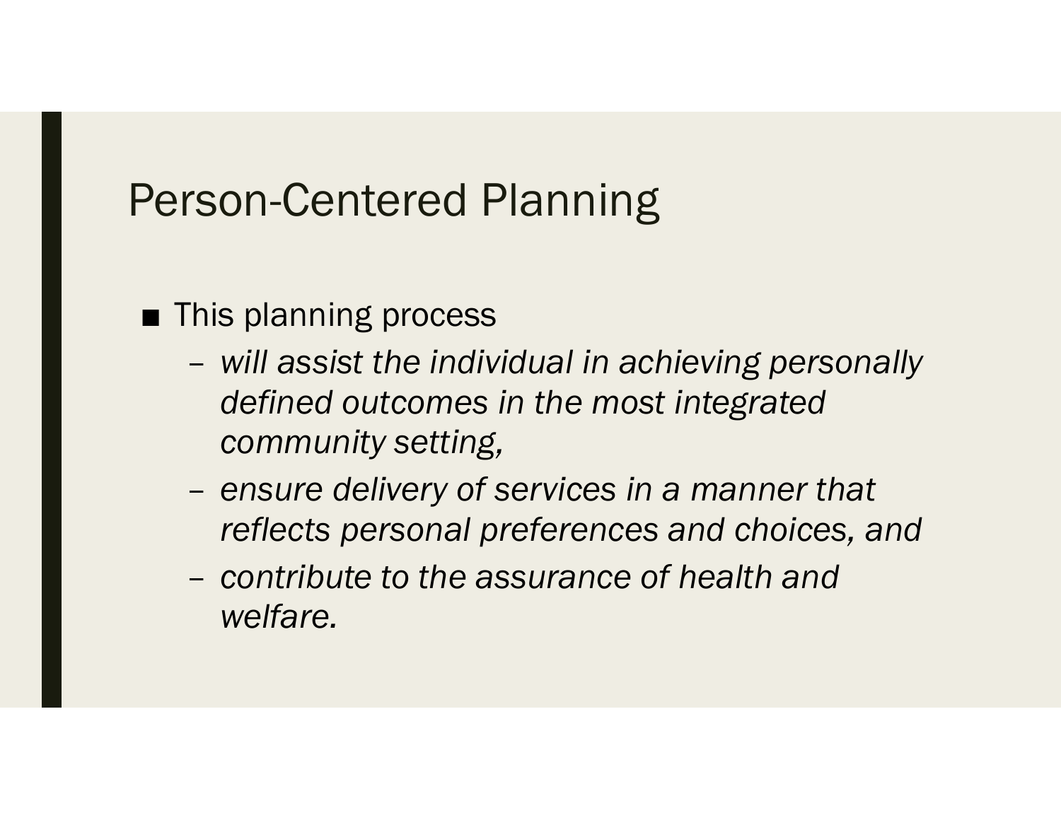# Person-Centered Planning

- This planning process
  - *will assist the individual in achieving personally defined outcomes in the most integrated community setting,*
  - *ensure delivery of services in a manner that reflects personal preferences and choices, and*
  - *contribute to the assurance of health and welfare.*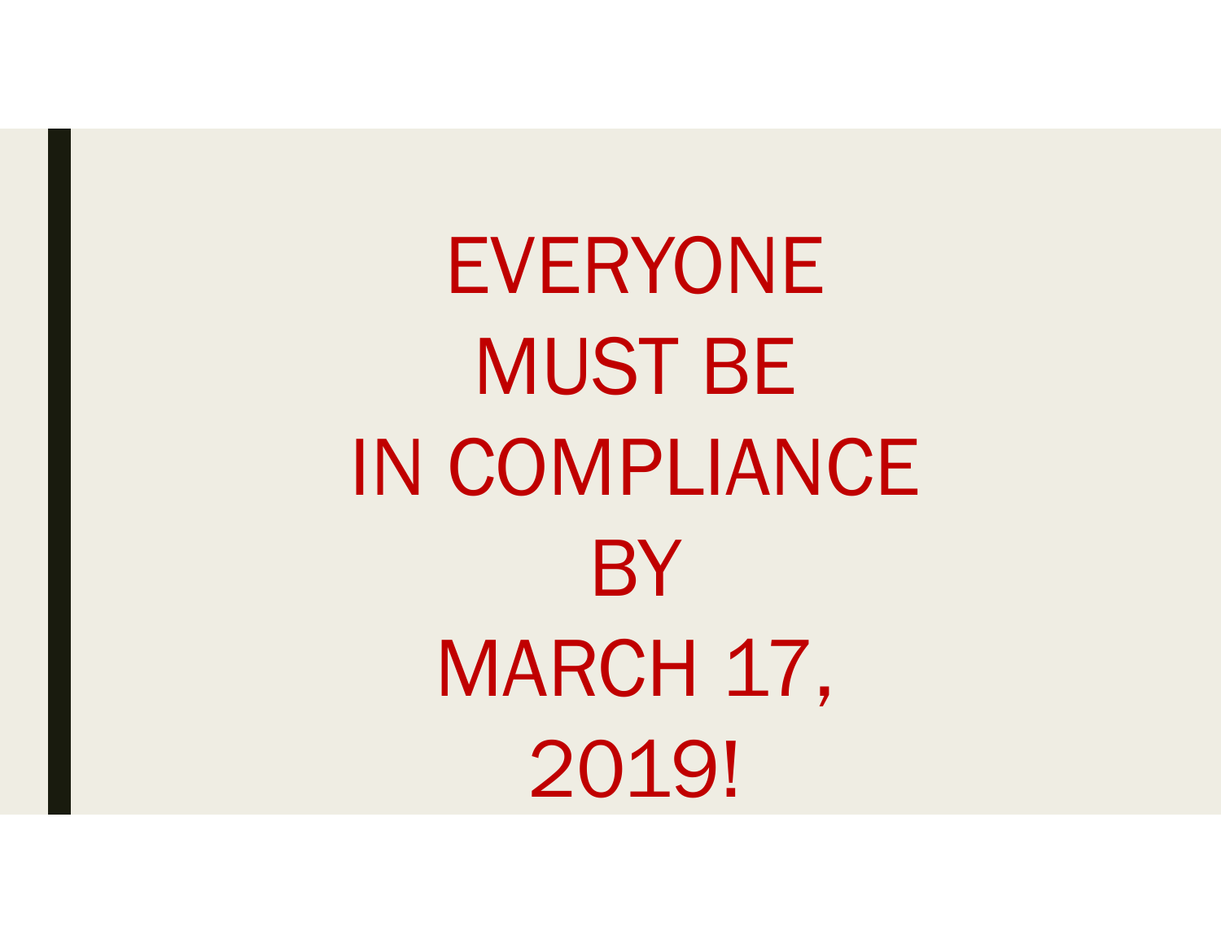EVERYONE
MUST BE
IN COMPLIANCE
BY
MARCH 17,
2019!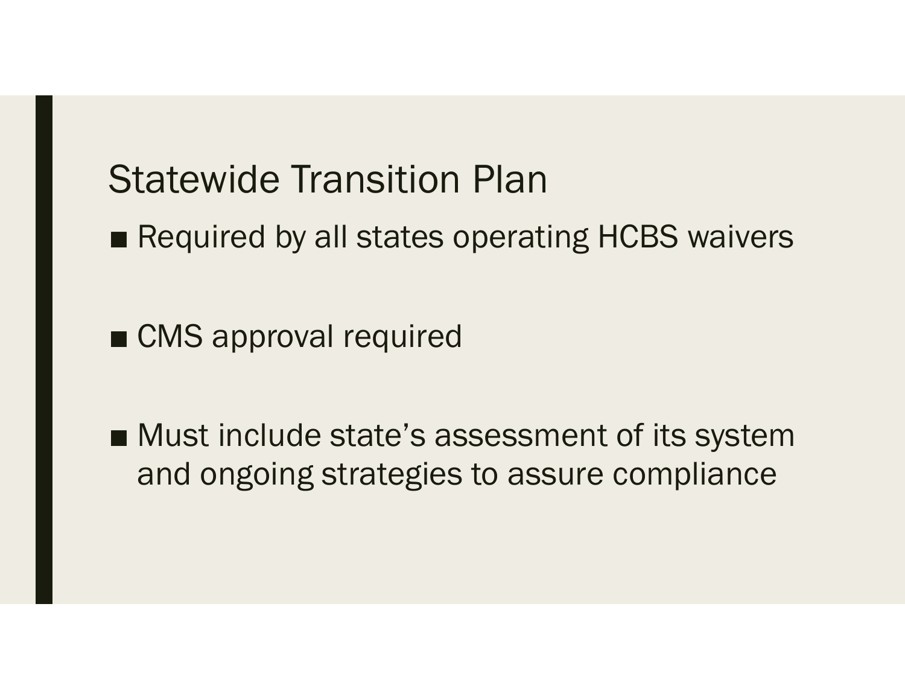# Statewide Transition Plan

- Required by all states operating HCBS waivers

- CMS approval required

- Must include state's assessment of its system and ongoing strategies to assure compliance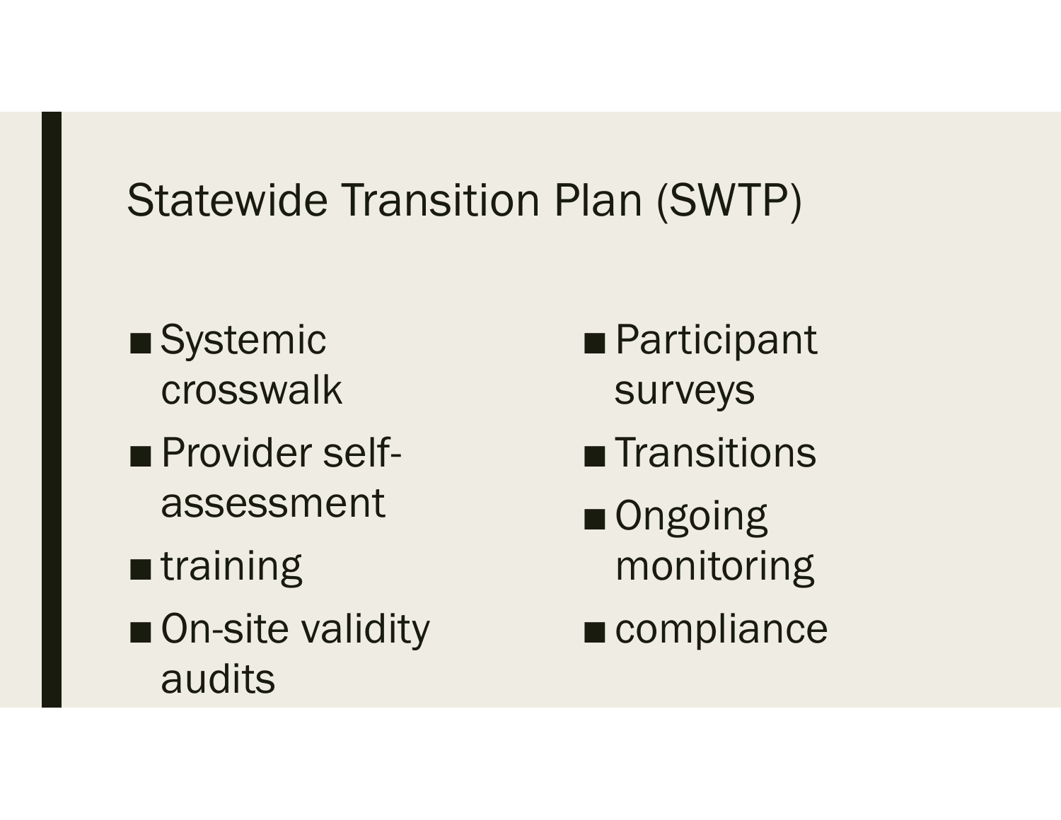# Statewide Transition Plan (SWTP)

- Systemic crosswalk
- Provider self-assessment
- training
- On-site validity audits
- Participant surveys
- Transitions
- Ongoing monitoring
- compliance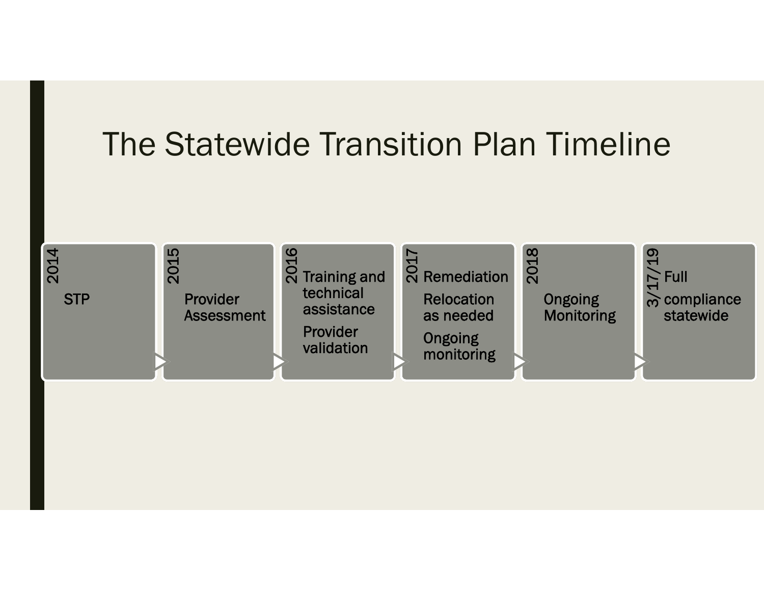# The Statewide Transition Plan Timeline

- **2014**
  - STP
- **2015**
  - Provider Assessment
- **2016**
  - Training and technical assistance
  - Provider validation
- **2017**
  - Remediation
  - Relocation as needed
  - Ongoing monitoring
- **2018**
  - Ongoing Monitoring
- **3/17/19**
  - Full compliance statewide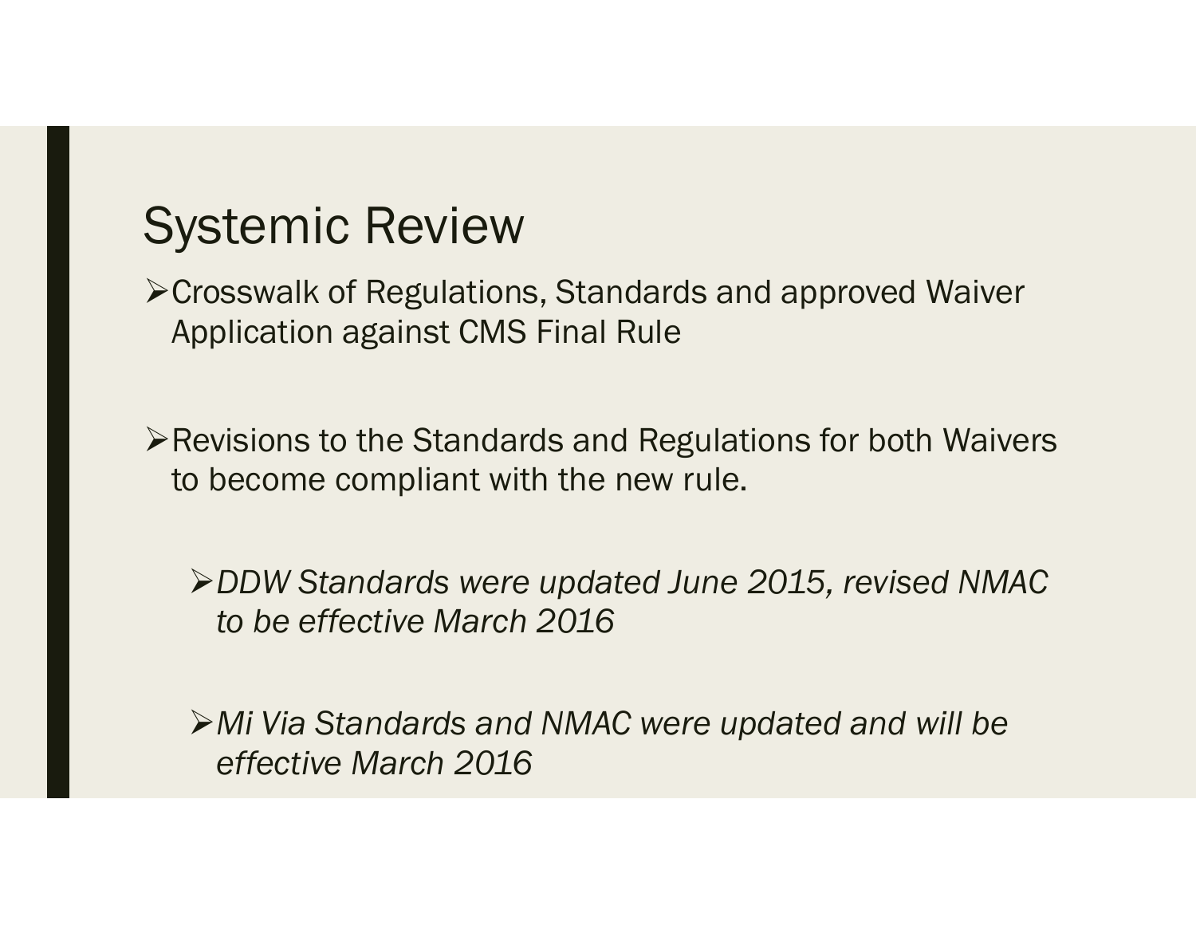# Systemic Review

- Crosswalk of Regulations, Standards and approved Waiver Application against CMS Final Rule

- Revisions to the Standards and Regulations for both Waivers to become compliant with the new rule.

  - *DDW Standards were updated June 2015, revised NMAC to be effective March 2016*

  - *Mi Via Standards and NMAC were updated and will be effective March 2016*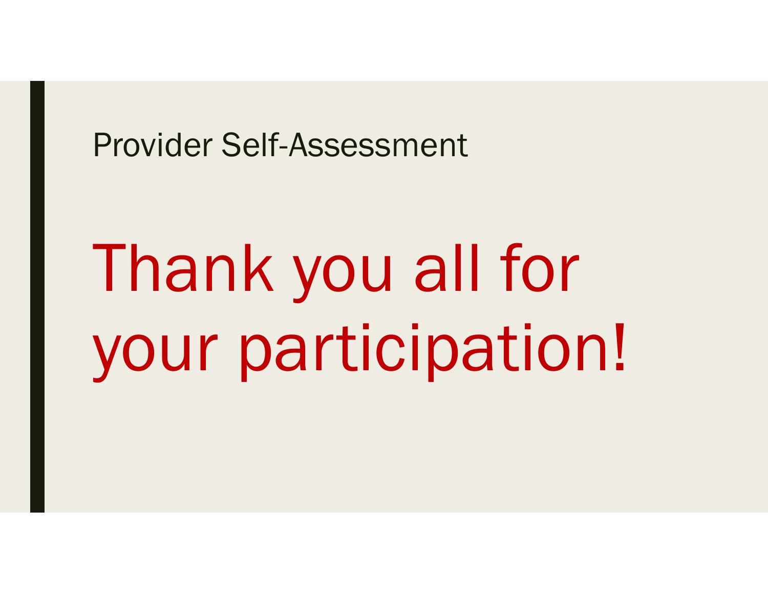Provider Self-Assessment

# Thank you all for your participation!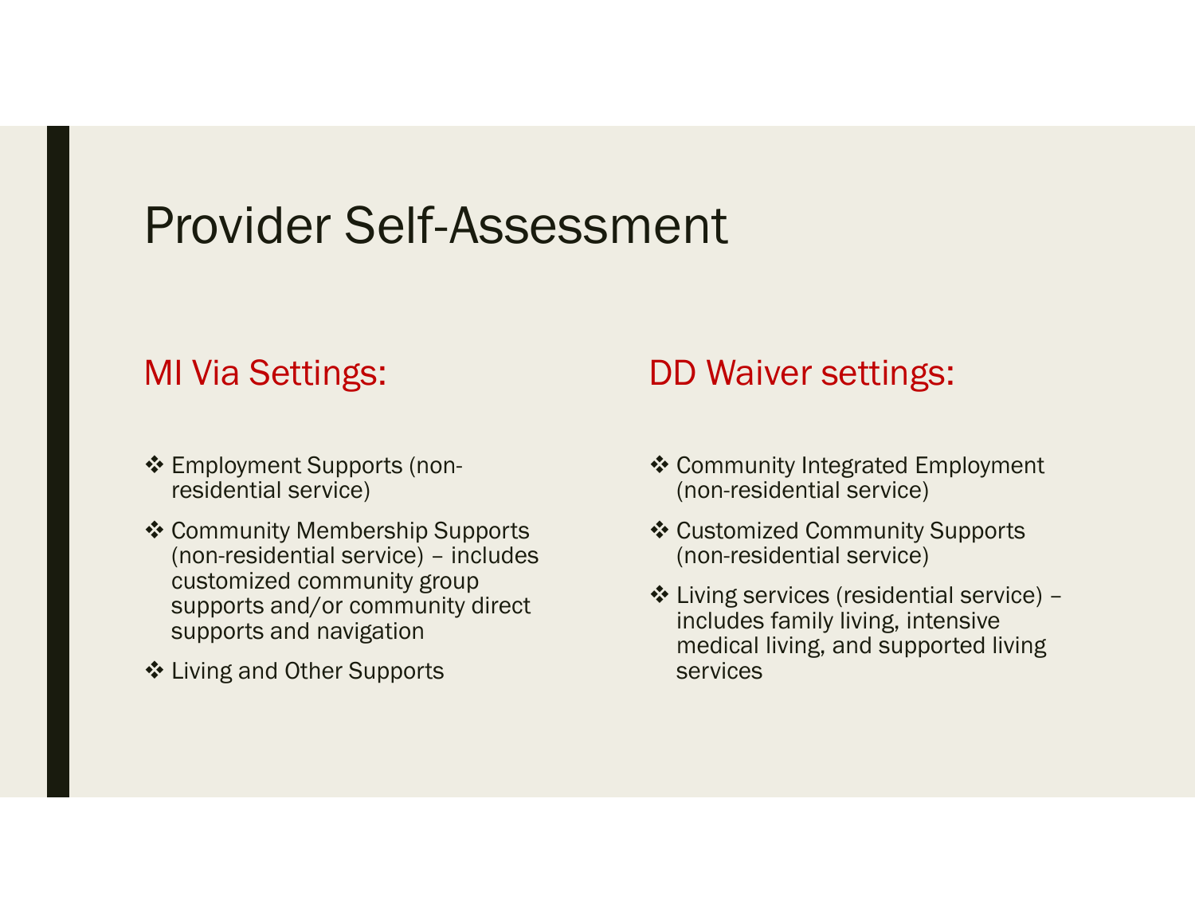# Provider Self-Assessment

## MI Via Settings:

- ❖ Employment Supports (non-residential service)
- ❖ Community Membership Supports (non-residential service) – includes customized community group supports and/or community direct supports and navigation
- ❖ Living and Other Supports

## DD Waiver settings:

- ❖ Community Integrated Employment (non-residential service)
- ❖ Customized Community Supports (non-residential service)
- ❖ Living services (residential service) – includes family living, intensive medical living, and supported living services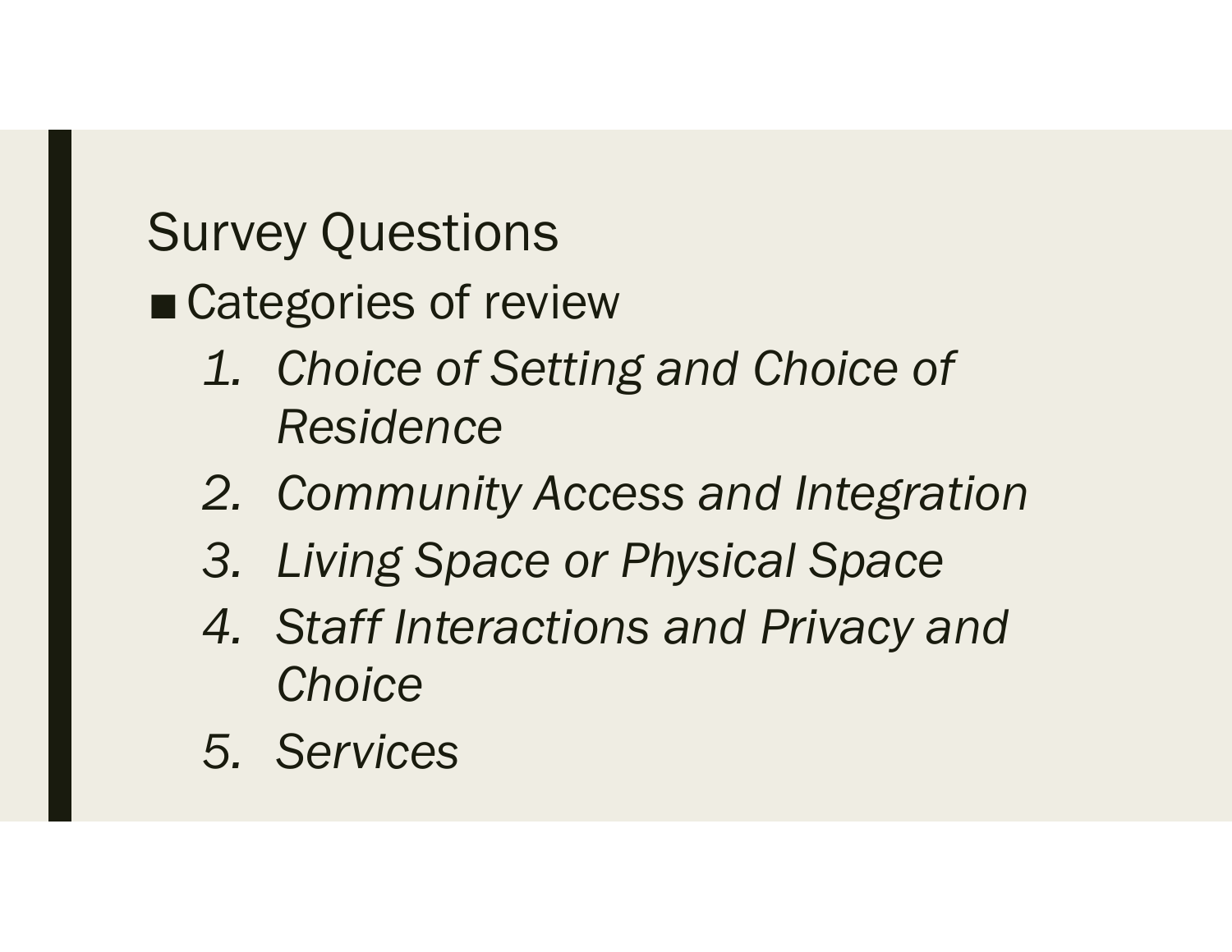## Survey Questions

- Categories of review
  1. *Choice of Setting and Choice of Residence*
  2. *Community Access and Integration*
  3. *Living Space or Physical Space*
  4. *Staff Interactions and Privacy and Choice*
  5. *Services*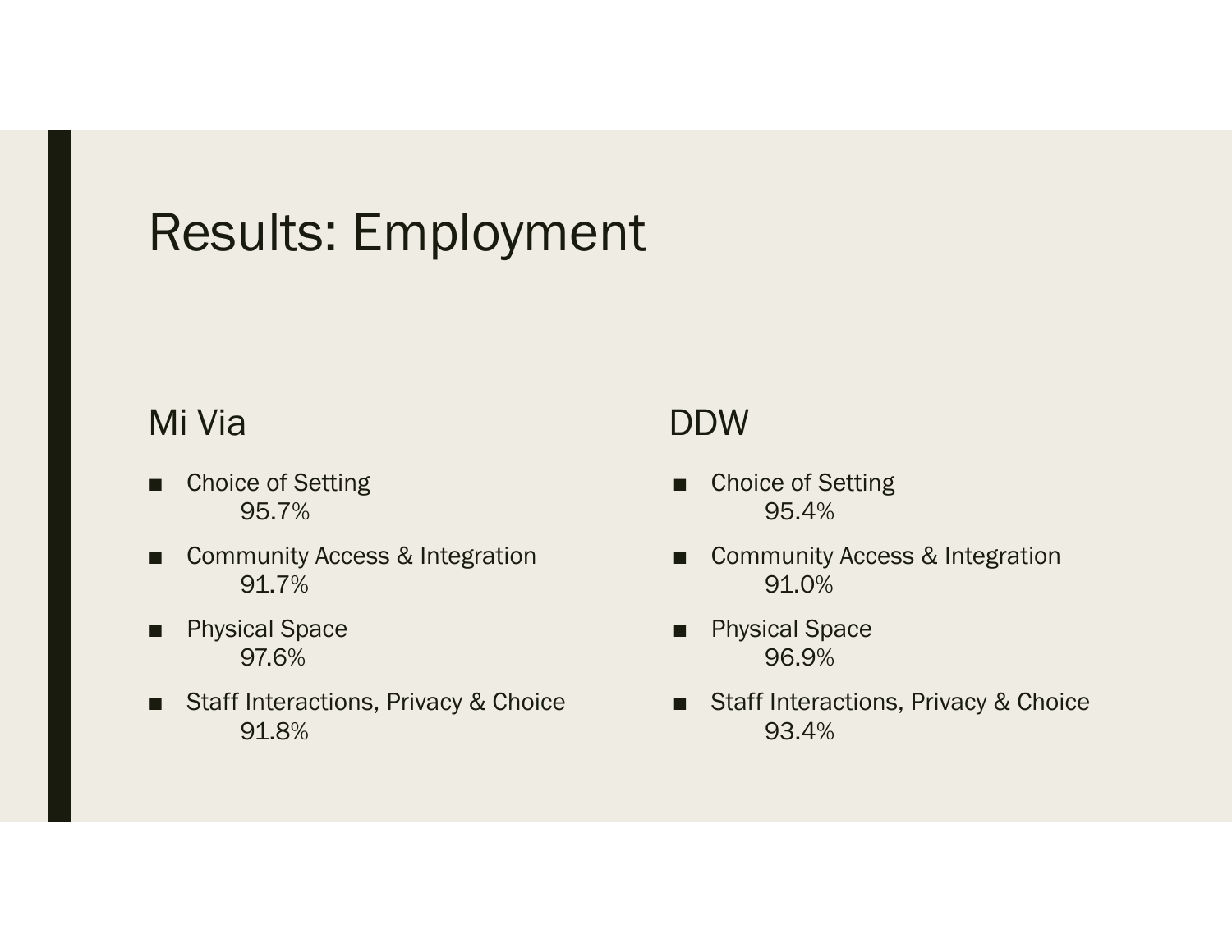# Results: Employment

## Mi Via

- Choice of Setting
  95.7%
- Community Access & Integration
  91.7%
- Physical Space
  97.6%
- Staff Interactions, Privacy & Choice
  91.8%

## DDW

- Choice of Setting
  95.4%
- Community Access & Integration
  91.0%
- Physical Space
  96.9%
- Staff Interactions, Privacy & Choice
  93.4%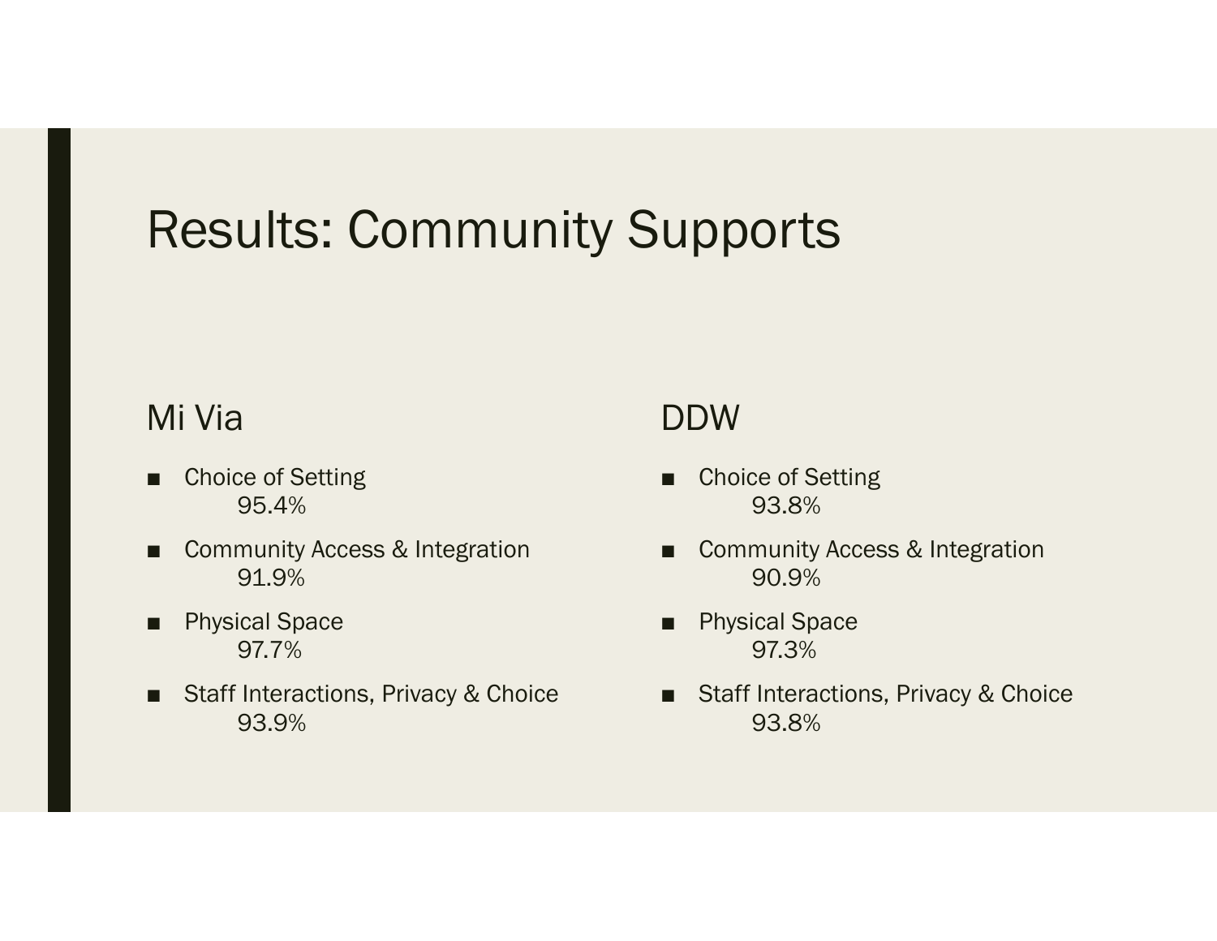# Results: Community Supports

## Mi Via

- Choice of Setting
  95.4%
- Community Access & Integration
  91.9%
- Physical Space
  97.7%
- Staff Interactions, Privacy & Choice
  93.9%

## DDW

- Choice of Setting
  93.8%
- Community Access & Integration
  90.9%
- Physical Space
  97.3%
- Staff Interactions, Privacy & Choice
  93.8%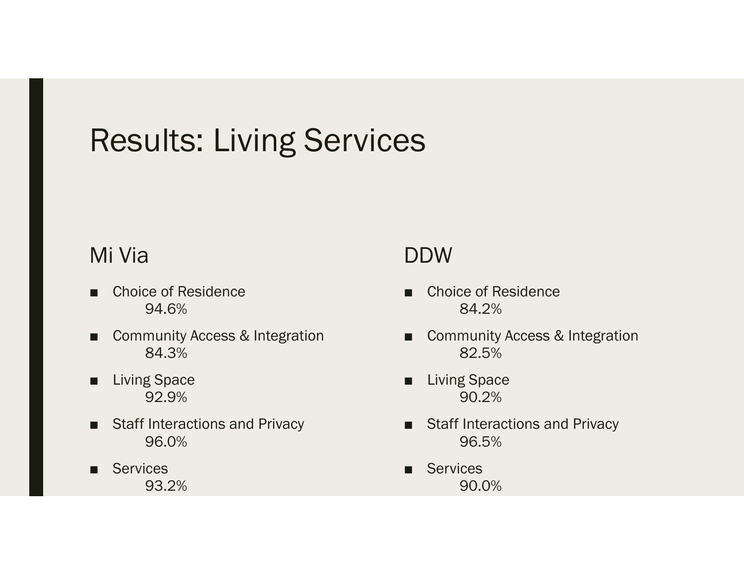# Results: Living Services

## Mi Via

- Choice of Residence
  94.6%
- Community Access & Integration
  84.3%
- Living Space
  92.9%
- Staff Interactions and Privacy
  96.0%
- Services
  93.2%

## DDW

- Choice of Residence
  84.2%
- Community Access & Integration
  82.5%
- Living Space
  90.2%
- Staff Interactions and Privacy
  96.5%
- Services
  90.0%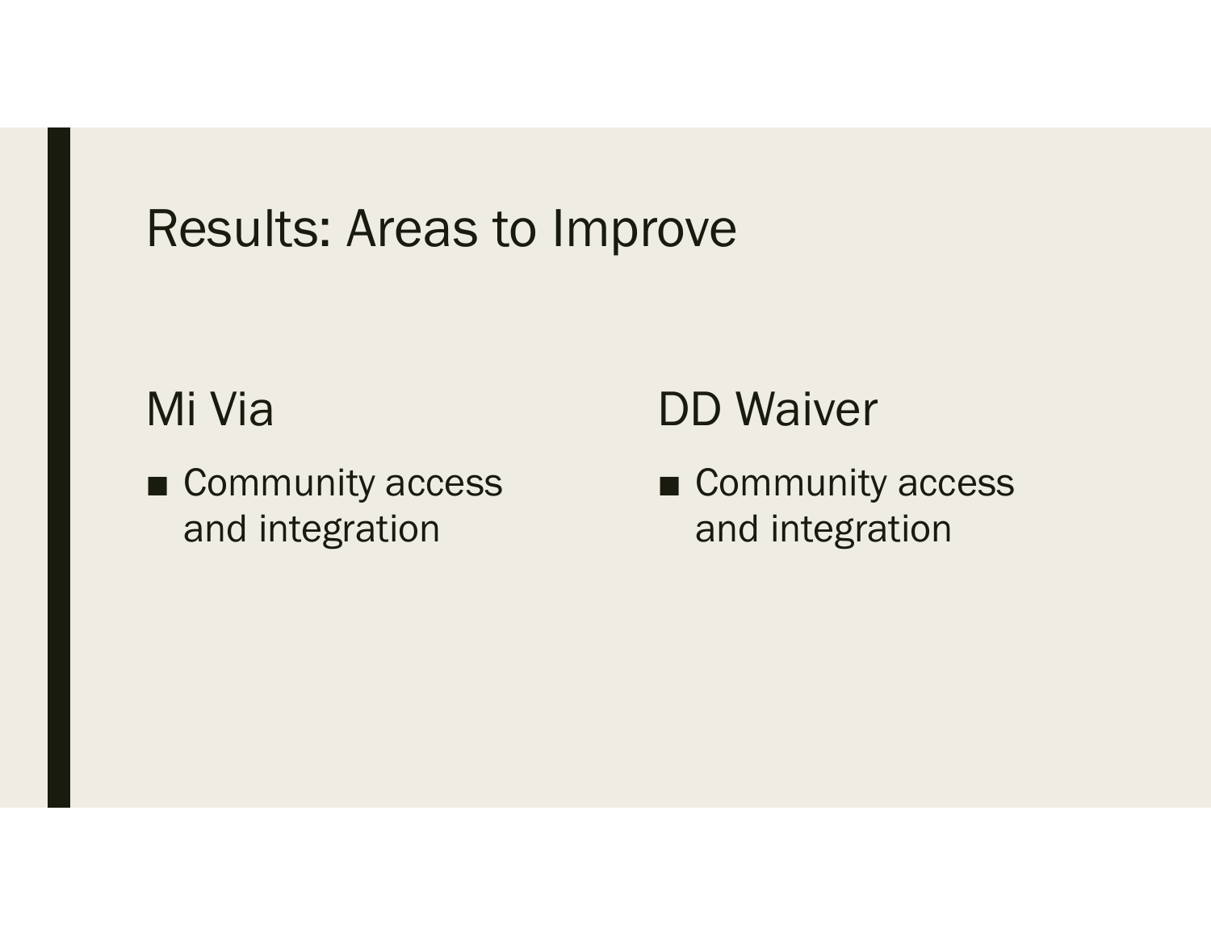# Results: Areas to Improve

## Mi Via

- Community access and integration

## DD Waiver

- Community access and integration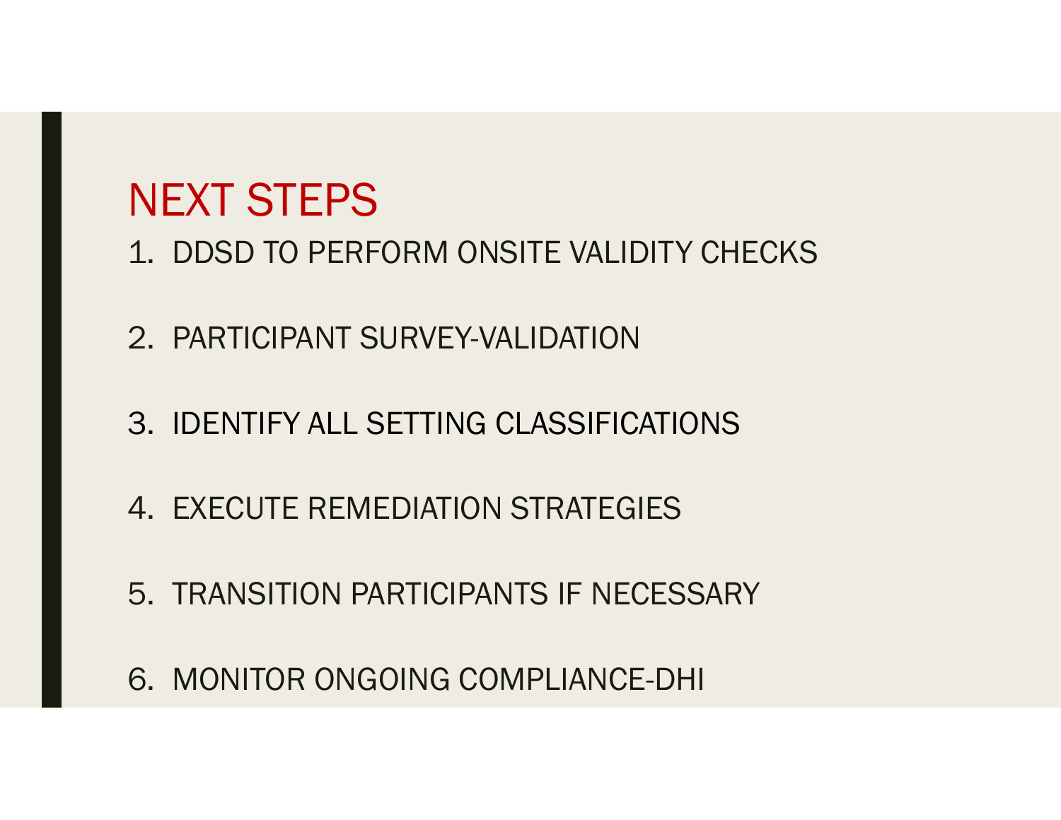# NEXT STEPS

1. DDSD TO PERFORM ONSITE VALIDITY CHECKS
2. PARTICIPANT SURVEY-VALIDATION
3. IDENTIFY ALL SETTING CLASSIFICATIONS
4. EXECUTE REMEDIATION STRATEGIES
5. TRANSITION PARTICIPANTS IF NECESSARY
6. MONITOR ONGOING COMPLIANCE-DHI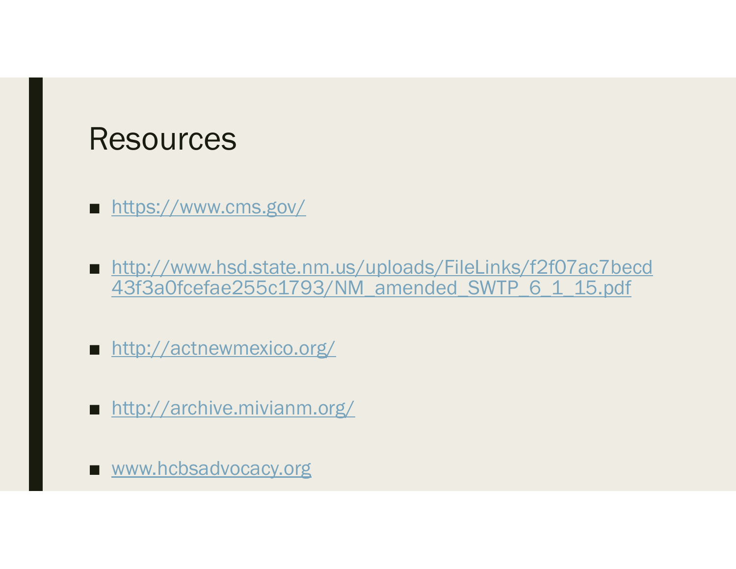# Resources

- https://www.cms.gov/
- http://www.hsd.state.nm.us/uploads/FileLinks/f2f07ac7becd43f3a0fcefae255c1793/NM_amended_SWTP_6_1_15.pdf
- http://actnewmexico.org/
- http://archive.mivianm.org/
- www.hcbsadvocacy.org